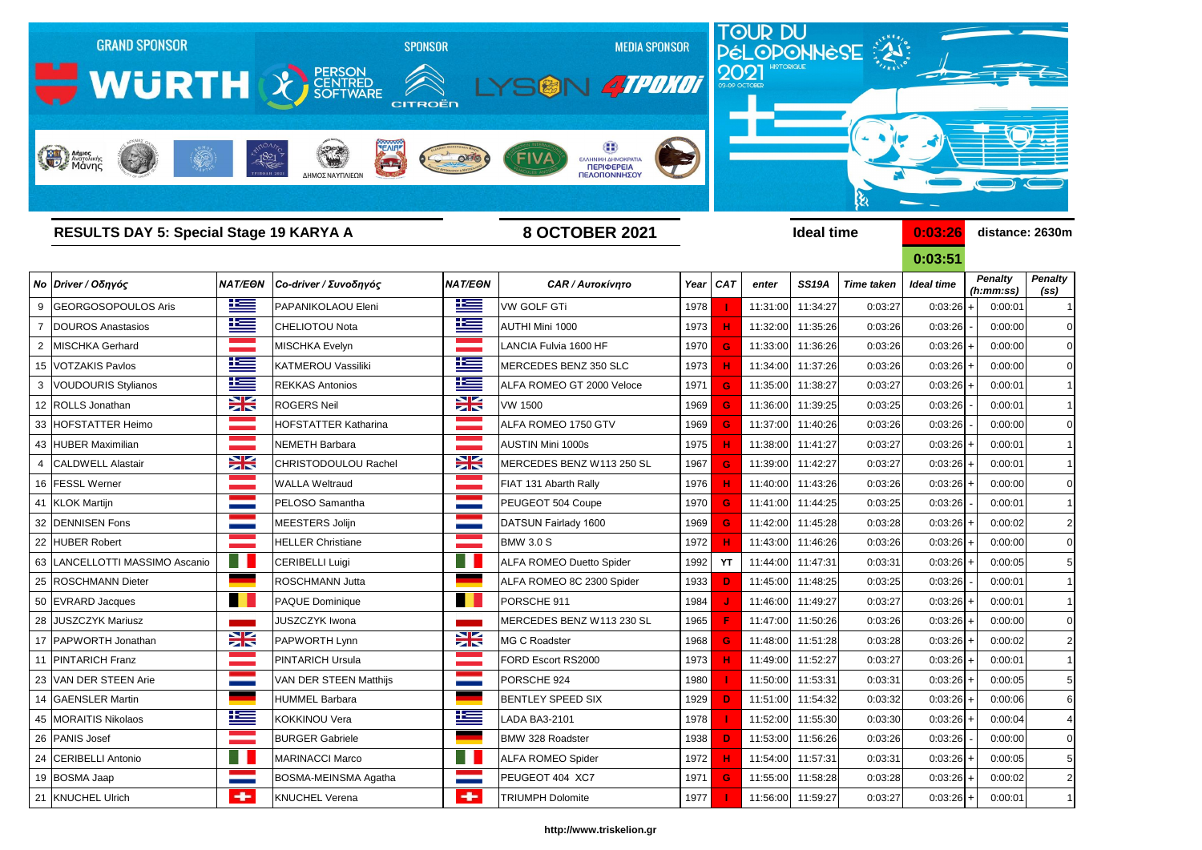GRAND SPONSOR WÜRTH — SPONSOR PERSON CENTRED SOFTWARE, CITROËN — MEDIA SPONSOR LYSON 4TPOXOI

TOUR DU PÉLOPONNÈSE 2021 HISTORIQUE 03-09 OCTOBER

## RESULTS DAY 5: Special Stage 19 KARYA A

**8 OCTOBER 2021**

Ideal time **0:03:26** distance: 2630m

**0:03:51**

| No | Driver / Οδηγός | NAT/ΕΘΝ | Co-driver / Συνοδηγός | NAT/ΕΘΝ | CAR / Αυτοκίνητο | Year | CAT | enter | SS19A | Time taken | Ideal time | | Penalty (h:mm:ss) | Penalty (ss) |
|---|---|---|---|---|---|---|---|---|---|---|---|---|---|---|
| 9 | GEORGOSOPOULOS Aris | | PAPANIKOLAOU Eleni | | VW GOLF GTi | 1978 | I | 11:31:00 | 11:34:27 | 0:03:27 | 0:03:26 | + | 0:00:01 | 1 |
| 7 | DOUROS Anastasios | | CHELIOTOU Nota | | AUTHI Mini 1000 | 1973 | H | 11:32:00 | 11:35:26 | 0:03:26 | 0:03:26 | - | 0:00:00 | 0 |
| 2 | MISCHKA Gerhard | | MISCHKA Evelyn | | LANCIA Fulvia 1600 HF | 1970 | G | 11:33:00 | 11:36:26 | 0:03:26 | 0:03:26 | + | 0:00:00 | 0 |
| 15 | VOTZAKIS Pavlos | | KATMEROU Vassiliki | | MERCEDES BENZ 350 SLC | 1973 | H | 11:34:00 | 11:37:26 | 0:03:26 | 0:03:26 | + | 0:00:00 | 0 |
| 3 | VOUDOURIS Stylianos | | REKKAS Antonios | | ALFA ROMEO GT 2000 Veloce | 1971 | G | 11:35:00 | 11:38:27 | 0:03:27 | 0:03:26 | + | 0:00:01 | 1 |
| 12 | ROLLS Jonathan | | ROGERS Neil | | VW 1500 | 1969 | G | 11:36:00 | 11:39:25 | 0:03:25 | 0:03:26 | - | 0:00:01 | 1 |
| 33 | HOFSTATTER Heimo | | HOFSTATTER Katharina | | ALFA ROMEO 1750 GTV | 1969 | G | 11:37:00 | 11:40:26 | 0:03:26 | 0:03:26 | - | 0:00:00 | 0 |
| 43 | HUBER Maximilian | | NEMETH Barbara | | AUSTIN Mini 1000s | 1975 | H | 11:38:00 | 11:41:27 | 0:03:27 | 0:03:26 | + | 0:00:01 | 1 |
| 4 | CALDWELL Alastair | | CHRISTODOULOU Rachel | | MERCEDES BENZ W113 250 SL | 1967 | G | 11:39:00 | 11:42:27 | 0:03:27 | 0:03:26 | + | 0:00:01 | 1 |
| 16 | FESSL Werner | | WALLA Weltraud | | FIAT 131 Abarth Rally | 1976 | H | 11:40:00 | 11:43:26 | 0:03:26 | 0:03:26 | + | 0:00:00 | 0 |
| 41 | KLOK Martijn | | PELOSO Samantha | | PEUGEOT 504 Coupe | 1970 | G | 11:41:00 | 11:44:25 | 0:03:25 | 0:03:26 | - | 0:00:01 | 1 |
| 32 | DENNISEN Fons | | MEESTERS Jolijn | | DATSUN Fairlady 1600 | 1969 | G | 11:42:00 | 11:45:28 | 0:03:28 | 0:03:26 | + | 0:00:02 | 2 |
| 22 | HUBER Robert | | HELLER Christiane | | BMW 3.0 S | 1972 | H | 11:43:00 | 11:46:26 | 0:03:26 | 0:03:26 | + | 0:00:00 | 0 |
| 63 | LANCELLOTTI MASSIMO Ascanio | | CERIBELLI Luigi | | ALFA ROMEO Duetto Spider | 1992 | YT | 11:44:00 | 11:47:31 | 0:03:31 | 0:03:26 | + | 0:00:05 | 5 |
| 25 | ROSCHMANN Dieter | | ROSCHMANN Jutta | | ALFA ROMEO 8C 2300 Spider | 1933 | D | 11:45:00 | 11:48:25 | 0:03:25 | 0:03:26 | - | 0:00:01 | 1 |
| 50 | EVRARD Jacques | | PAQUE Dominique | | PORSCHE 911 | 1984 | J | 11:46:00 | 11:49:27 | 0:03:27 | 0:03:26 | + | 0:00:01 | 1 |
| 28 | JUSZCZYK Mariusz | | JUSZCZYK Iwona | | MERCEDES BENZ W113 230 SL | 1965 | F | 11:47:00 | 11:50:26 | 0:03:26 | 0:03:26 | + | 0:00:00 | 0 |
| 17 | PAPWORTH Jonathan | | PAPWORTH Lynn | | MG C Roadster | 1968 | G | 11:48:00 | 11:51:28 | 0:03:28 | 0:03:26 | + | 0:00:02 | 2 |
| 11 | PINTARICH Franz | | PINTARICH Ursula | | FORD Escort RS2000 | 1973 | H | 11:49:00 | 11:52:27 | 0:03:27 | 0:03:26 | + | 0:00:01 | 1 |
| 23 | VAN DER STEEN Arie | | VAN DER STEEN Matthijs | | PORSCHE 924 | 1980 | I | 11:50:00 | 11:53:31 | 0:03:31 | 0:03:26 | + | 0:00:05 | 5 |
| 14 | GAENSLER Martin | | HUMMEL Barbara | | BENTLEY SPEED SIX | 1929 | D | 11:51:00 | 11:54:32 | 0:03:32 | 0:03:26 | + | 0:00:06 | 6 |
| 45 | MORAITIS Nikolaos | | KOKKINOU Vera | | LADA BA3-2101 | 1978 | I | 11:52:00 | 11:55:30 | 0:03:30 | 0:03:26 | + | 0:00:04 | 4 |
| 26 | PANIS Josef | | BURGER Gabriele | | BMW 328 Roadster | 1938 | D | 11:53:00 | 11:56:26 | 0:03:26 | 0:03:26 | - | 0:00:00 | 0 |
| 24 | CERIBELLI Antonio | | MARINACCI Marco | | ALFA ROMEO Spider | 1972 | H | 11:54:00 | 11:57:31 | 0:03:31 | 0:03:26 | + | 0:00:05 | 5 |
| 19 | BOSMA Jaap | | BOSMA-MEINSMA Agatha | | PEUGEOT 404 XC7 | 1971 | G | 11:55:00 | 11:58:28 | 0:03:28 | 0:03:26 | + | 0:00:02 | 2 |
| 21 | KNUCHEL Ulrich | | KNUCHEL Verena | | TRIUMPH Dolomite | 1977 | I | 11:56:00 | 11:59:27 | 0:03:27 | 0:03:26 | + | 0:00:01 | 1 |

http://www.triskelion.gr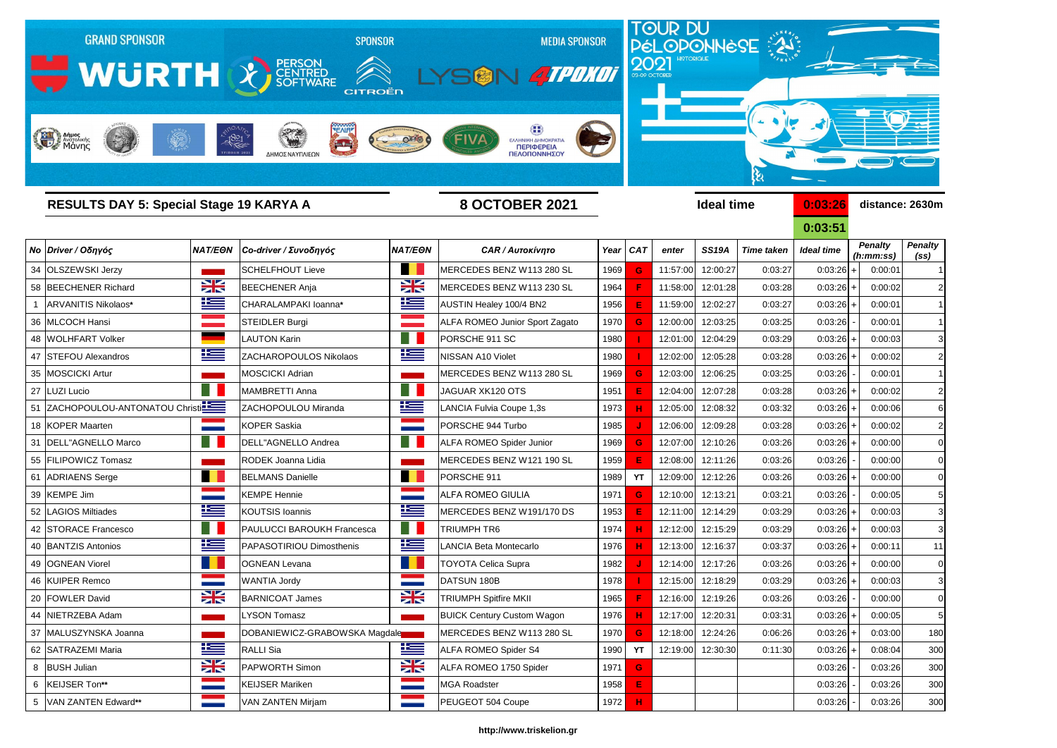GRAND SPONSOR WÜRTH — SPONSOR PERSON CENTRED SOFTWARE, CITROËN — MEDIA SPONSOR LYSON 4TPOXOI

TOUR DU PÉLOPONNÈSE HISTORIQUE 2021 03-09 OCTOBER

## RESULTS DAY 5: Special Stage 19 KARYA A

**8 OCTOBER 2021**

**Ideal time** 0:03:26 — **distance: 2630m**

0:03:51

| No | Driver / Οδηγός | NAT/ΕΘΝ | Co-driver / Συνοδηγός | NAT/ΕΘΝ | CAR / Αυτοκίνητο | Year | CAT | enter | SS19A | Time taken | Ideal time | | Penalty (h:mm:ss) | Penalty (ss) |
|---|---|---|---|---|---|---|---|---|---|---|---|---|---|---|
| 34 | OLSZEWSKI Jerzy | | SCHELFHOUT Lieve | | MERCEDES BENZ W113 280 SL | 1969 | G | 11:57:00 | 12:00:27 | 0:03:27 | 0:03:26 | + | 0:00:01 | 1 |
| 58 | BEECHENER Richard | | BEECHENER Anja | | MERCEDES BENZ W113 230 SL | 1964 | F | 11:58:00 | 12:01:28 | 0:03:28 | 0:03:26 | + | 0:00:02 | 2 |
| 1 | ARVANITIS Nikolaos* | | CHARALAMPAKI Ioanna* | | AUSTIN Healey 100/4 BN2 | 1956 | E | 11:59:00 | 12:02:27 | 0:03:27 | 0:03:26 | + | 0:00:01 | 1 |
| 36 | MLCOCH Hansi | | STEIDLER Burgi | | ALFA ROMEO Junior Sport Zagato | 1970 | G | 12:00:00 | 12:03:25 | 0:03:25 | 0:03:26 | - | 0:00:01 | 1 |
| 48 | WOLHFART Volker | | LAUTON Karin | | PORSCHE 911 SC | 1980 | I | 12:01:00 | 12:04:29 | 0:03:29 | 0:03:26 | + | 0:00:03 | 3 |
| 47 | STEFOU Alexandros | | ZACHAROPOULOS Nikolaos | | NISSAN A10 Violet | 1980 | I | 12:02:00 | 12:05:28 | 0:03:28 | 0:03:26 | + | 0:00:02 | 2 |
| 35 | MOSCICKI Artur | | MOSCICKI Adrian | | MERCEDES BENZ W113 280 SL | 1969 | G | 12:03:00 | 12:06:25 | 0:03:25 | 0:03:26 | - | 0:00:01 | 1 |
| 27 | LUZI Lucio | | MAMBRETTI Anna | | JAGUAR XK120 OTS | 1951 | E | 12:04:00 | 12:07:28 | 0:03:28 | 0:03:26 | + | 0:00:02 | 2 |
| 51 | ZACHOPOULOU-ANTONATOU Christi | | ZACHOPOULOU Miranda | | LANCIA Fulvia Coupe 1,3s | 1973 | H | 12:05:00 | 12:08:32 | 0:03:32 | 0:03:26 | + | 0:00:06 | 6 |
| 18 | KOPER Maarten | | KOPER Saskia | | PORSCHE 944 Turbo | 1985 | J | 12:06:00 | 12:09:28 | 0:03:28 | 0:03:26 | + | 0:00:02 | 2 |
| 31 | DELL"AGNELLO Marco | | DELL"AGNELLO Andrea | | ALFA ROMEO Spider Junior | 1969 | G | 12:07:00 | 12:10:26 | 0:03:26 | 0:03:26 | + | 0:00:00 | 0 |
| 55 | FILIPOWICZ Tomasz | | RODEK Joanna Lidia | | MERCEDES BENZ W121 190 SL | 1959 | E | 12:08:00 | 12:11:26 | 0:03:26 | 0:03:26 | - | 0:00:00 | 0 |
| 61 | ADRIAENS Serge | | BELMANS Danielle | | PORSCHE 911 | 1989 | YT | 12:09:00 | 12:12:26 | 0:03:26 | 0:03:26 | + | 0:00:00 | 0 |
| 39 | KEMPE Jim | | KEMPE Hennie | | ALFA ROMEO GIULIA | 1971 | G | 12:10:00 | 12:13:21 | 0:03:21 | 0:03:26 | - | 0:00:05 | 5 |
| 52 | LAGIOS Miltiades | | KOUTSIS Ioannis | | MERCEDES BENZ W191/170 DS | 1953 | E | 12:11:00 | 12:14:29 | 0:03:29 | 0:03:26 | + | 0:00:03 | 3 |
| 42 | STORACE Francesco | | PAULUCCI BAROUKH Francesca | | TRIUMPH TR6 | 1974 | H | 12:12:00 | 12:15:29 | 0:03:29 | 0:03:26 | + | 0:00:03 | 3 |
| 40 | BANTZIS Antonios | | PAPASOTIRIOU Dimosthenis | | LANCIA Beta Montecarlo | 1976 | H | 12:13:00 | 12:16:37 | 0:03:37 | 0:03:26 | + | 0:00:11 | 11 |
| 49 | OGNEAN Viorel | | OGNEAN Levana | | TOYOTA Celica Supra | 1982 | J | 12:14:00 | 12:17:26 | 0:03:26 | 0:03:26 | + | 0:00:00 | 0 |
| 46 | KUIPER Remco | | WANTIA Jordy | | DATSUN 180B | 1978 | I | 12:15:00 | 12:18:29 | 0:03:29 | 0:03:26 | + | 0:00:03 | 3 |
| 20 | FOWLER David | | BARNICOAT James | | TRIUMPH Spitfire MKII | 1965 | F | 12:16:00 | 12:19:26 | 0:03:26 | 0:03:26 | - | 0:00:00 | 0 |
| 44 | NIETRZEBA Adam | | LYSON Tomasz | | BUICK Century Custom Wagon | 1976 | H | 12:17:00 | 12:20:31 | 0:03:31 | 0:03:26 | + | 0:00:05 | 5 |
| 37 | MALUSZYNSKA Joanna | | DOBANIEWICZ-GRABOWSKA Magdale | | MERCEDES BENZ W113 280 SL | 1970 | G | 12:18:00 | 12:24:26 | 0:06:26 | 0:03:26 | + | 0:03:00 | 180 |
| 62 | SATRAZEMI Maria | | RALLI Sia | | ALFA ROMEO Spider S4 | 1990 | YT | 12:19:00 | 12:30:30 | 0:11:30 | 0:03:26 | + | 0:08:04 | 300 |
| 8 | BUSH Julian | | PAPWORTH Simon | | ALFA ROMEO 1750 Spider | 1971 | G | | | | 0:03:26 | - | 0:03:26 | 300 |
| 6 | KEIJSER Ton** | | KEIJSER Mariken | | MGA Roadster | 1958 | E | | | | 0:03:26 | - | 0:03:26 | 300 |
| 5 | VAN ZANTEN Edward** | | VAN ZANTEN Mirjam | | PEUGEOT 504 Coupe | 1972 | H | | | | 0:03:26 | - | 0:03:26 | 300 |

http://www.triskelion.gr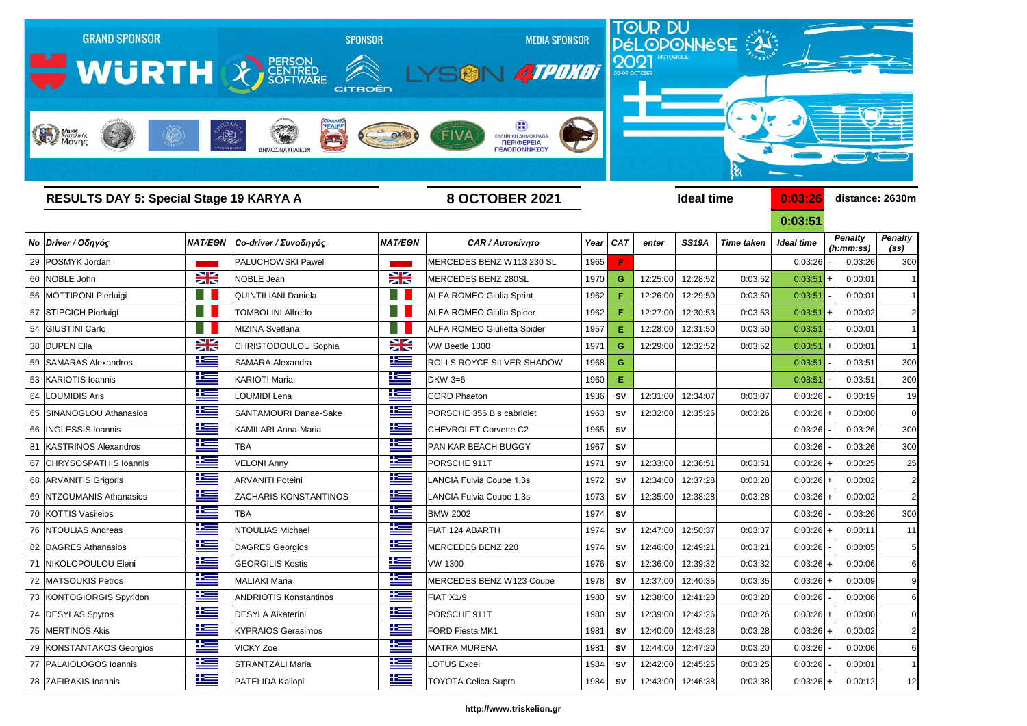GRAND SPONSOR WÜRTH — SPONSOR PERSON CENTRED SOFTWARE, CITROËN — MEDIA SPONSOR LYSON 4ΤΡΟΧΟΙ

TOUR DU PÉLOPONNÈSE 2021 HISTORIQUE 03-09 OCTOBER

## RESULTS DAY 5: Special Stage 19 KARYA A

**8 OCTOBER 2021**

Ideal time **0:03:26** / **0:03:51** — distance: 2630m

| No | Driver / Οδηγός | NAT/ΕΘΝ | Co-driver / Συνοδηγός | NAT/ΕΘΝ | CAR / Αυτοκίνητο | Year | CAT | enter | SS19A | Time taken | Ideal time | | Penalty (h:mm:ss) | Penalty (ss) |
|---|---|---|---|---|---|---|---|---|---|---|---|---|---|---|
| 29 | POSMYK Jordan | | PALUCHOWSKI Pawel | | MERCEDES BENZ W113 230 SL | 1965 | F | | | | 0:03:26 | - | 0:03:26 | 300 |
| 60 | NOBLE John | | NOBLE Jean | | MERCEDES BENZ 280SL | 1970 | G | 12:25:00 | 12:28:52 | 0:03:52 | 0:03:51 | + | 0:00:01 | 1 |
| 56 | MOTTIRONI Pierluigi | | QUINTILIANI Daniela | | ALFA ROMEO Giulia Sprint | 1962 | F | 12:26:00 | 12:29:50 | 0:03:50 | 0:03:51 | - | 0:00:01 | 1 |
| 57 | STIPCICH Pierluigi | | TOMBOLINI Alfredo | | ALFA ROMEO Giulia Spider | 1962 | F | 12:27:00 | 12:30:53 | 0:03:53 | 0:03:51 | + | 0:00:02 | 2 |
| 54 | GIUSTINI Carlo | | MIZINA Svetlana | | ALFA ROMEO Giulietta Spider | 1957 | E | 12:28:00 | 12:31:50 | 0:03:50 | 0:03:51 | - | 0:00:01 | 1 |
| 38 | DUPEN Ella | | CHRISTODOULOU Sophia | | VW Beetle 1300 | 1971 | G | 12:29:00 | 12:32:52 | 0:03:52 | 0:03:51 | + | 0:00:01 | 1 |
| 59 | SAMARAS Alexandros | | SAMARA Alexandra | | ROLLS ROYCE SILVER SHADOW | 1968 | G | | | | 0:03:51 | - | 0:03:51 | 300 |
| 53 | KARIOTIS Ioannis | | KARIOTI Maria | | DKW 3=6 | 1960 | E | | | | 0:03:51 | - | 0:03:51 | 300 |
| 64 | LOUMIDIS Aris | | LOUMIDI Lena | | CORD Phaeton | 1936 | SV | 12:31:00 | 12:34:07 | 0:03:07 | 0:03:26 | - | 0:00:19 | 19 |
| 65 | SINANOGLOU Athanasios | | SANTAMOURI Danae-Sake | | PORSCHE 356 B s cabriolet | 1963 | SV | 12:32:00 | 12:35:26 | 0:03:26 | 0:03:26 | + | 0:00:00 | 0 |
| 66 | INGLESSIS Ioannis | | KAMILARI Anna-Maria | | CHEVROLET Corvette C2 | 1965 | SV | | | | 0:03:26 | - | 0:03:26 | 300 |
| 81 | KASTRINOS Alexandros | | TBA | | PAN KAR BEACH BUGGY | 1967 | SV | | | | 0:03:26 | - | 0:03:26 | 300 |
| 67 | CHRYSOSPATHIS Ioannis | | VELONI Anny | | PORSCHE 911T | 1971 | SV | 12:33:00 | 12:36:51 | 0:03:51 | 0:03:26 | + | 0:00:25 | 25 |
| 68 | ARVANITIS Grigoris | | ARVANITI Foteini | | LANCIA Fulvia Coupe 1,3s | 1972 | SV | 12:34:00 | 12:37:28 | 0:03:28 | 0:03:26 | + | 0:00:02 | 2 |
| 69 | NTZOUMANIS Athanasios | | ZACHARIS KONSTANTINOS | | LANCIA Fulvia Coupe 1,3s | 1973 | SV | 12:35:00 | 12:38:28 | 0:03:28 | 0:03:26 | + | 0:00:02 | 2 |
| 70 | KOTTIS Vasileios | | TBA | | BMW 2002 | 1974 | SV | | | | 0:03:26 | - | 0:03:26 | 300 |
| 76 | NTOULIAS Andreas | | NTOULIAS Michael | | FIAT 124 ABARTH | 1974 | SV | 12:47:00 | 12:50:37 | 0:03:37 | 0:03:26 | + | 0:00:11 | 11 |
| 82 | DAGRES Athanasios | | DAGRES Georgios | | MERCEDES BENZ 220 | 1974 | SV | 12:46:00 | 12:49:21 | 0:03:21 | 0:03:26 | - | 0:00:05 | 5 |
| 71 | NIKOLOPOULOU Eleni | | GEORGILIS Kostis | | VW 1300 | 1976 | SV | 12:36:00 | 12:39:32 | 0:03:32 | 0:03:26 | + | 0:00:06 | 6 |
| 72 | MATSOUKIS Petros | | MALIAKI Maria | | MERCEDES BENZ W123 Coupe | 1978 | SV | 12:37:00 | 12:40:35 | 0:03:35 | 0:03:26 | + | 0:00:09 | 9 |
| 73 | KONTOGIORGIS Spyridon | | ANDRIOTIS Konstantinos | | FIAT X1/9 | 1980 | SV | 12:38:00 | 12:41:20 | 0:03:20 | 0:03:26 | - | 0:00:06 | 6 |
| 74 | DESYLAS Spyros | | DESYLA Aikaterini | | PORSCHE 911T | 1980 | SV | 12:39:00 | 12:42:26 | 0:03:26 | 0:03:26 | + | 0:00:00 | 0 |
| 75 | MERTINOS Akis | | KYPRAIOS Gerasimos | | FORD Fiesta MK1 | 1981 | SV | 12:40:00 | 12:43:28 | 0:03:28 | 0:03:26 | + | 0:00:02 | 2 |
| 79 | KONSTANTAKOS Georgios | | VICKY Zoe | | MATRA MURENA | 1981 | SV | 12:44:00 | 12:47:20 | 0:03:20 | 0:03:26 | - | 0:00:06 | 6 |
| 77 | PALAIOLOGOS Ioannis | | STRANTZALI Maria | | LOTUS Excel | 1984 | SV | 12:42:00 | 12:45:25 | 0:03:25 | 0:03:26 | - | 0:00:01 | 1 |
| 78 | ZAFIRAKIS Ioannis | | PATELIDA Kaliopi | | TOYOTA Celica-Supra | 1984 | SV | 12:43:00 | 12:46:38 | 0:03:38 | 0:03:26 | + | 0:00:12 | 12 |

http://www.triskelion.gr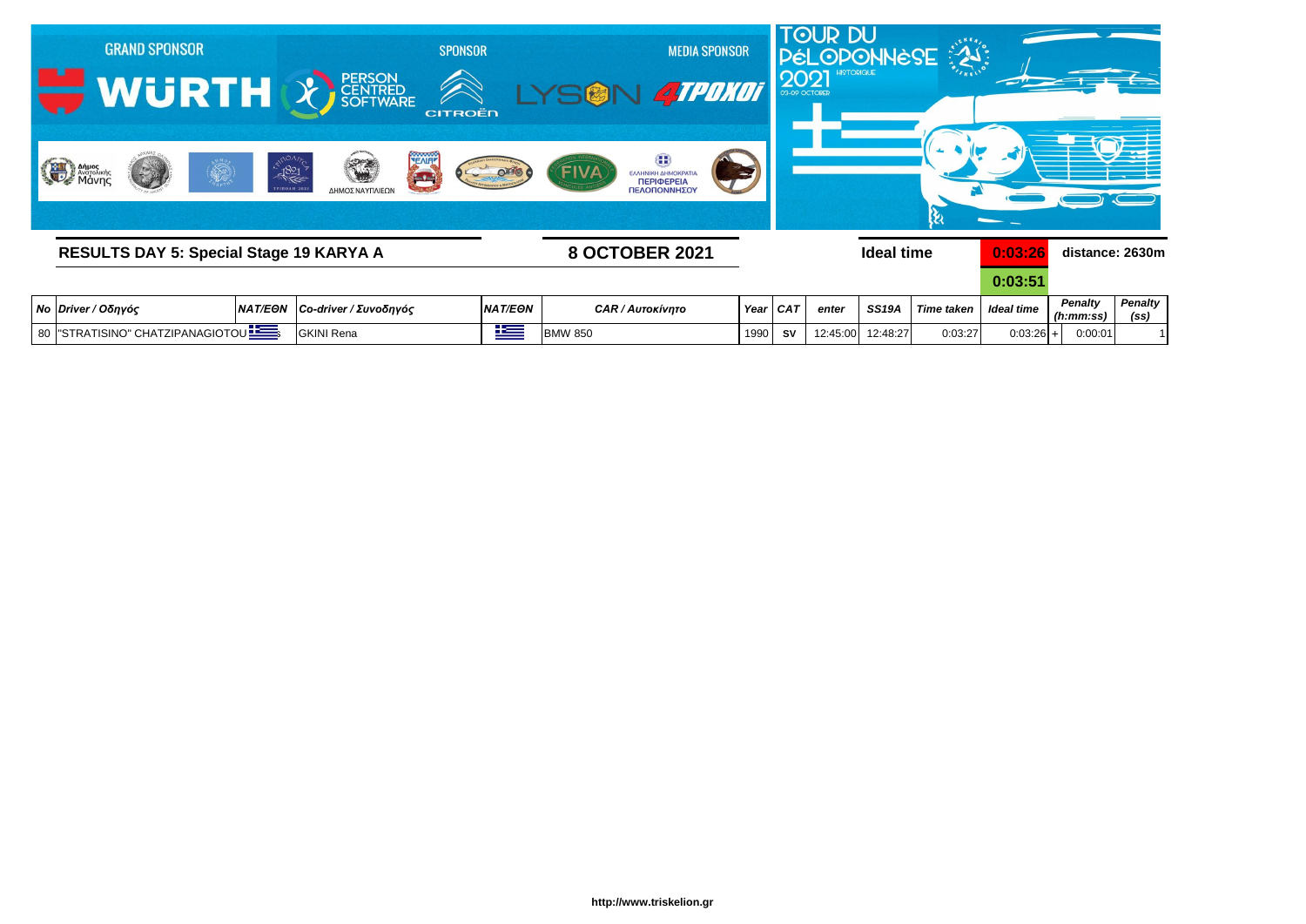**RESULTS DAY 5: Special Stage 19 KARYA A**

**8 OCTOBER 2021**

**Ideal time** 0:03:26 **distance: 2630m**

0:03:51

| No | Driver / Οδηγός | NAT/ΕΘΝ | Co-driver / Συνοδηγός | NAT/ΕΘΝ | CAR / Αυτοκίνητο | Year | CAT | enter | SS19A | Time taken | Ideal time | | Penalty (h:mm:ss) | Penalty (ss) |
|---|---|---|---|---|---|---|---|---|---|---|---|---|---|---|
| 80 | "STRATISINO" CHATZIPANAGIOTOU | | GKINI Rena | | BMW 850 | 1990 | SV | 12:45:00 | 12:48:27 | 0:03:27 | 0:03:26 | + | 0:00:01 | 1 |

http://www.triskelion.gr